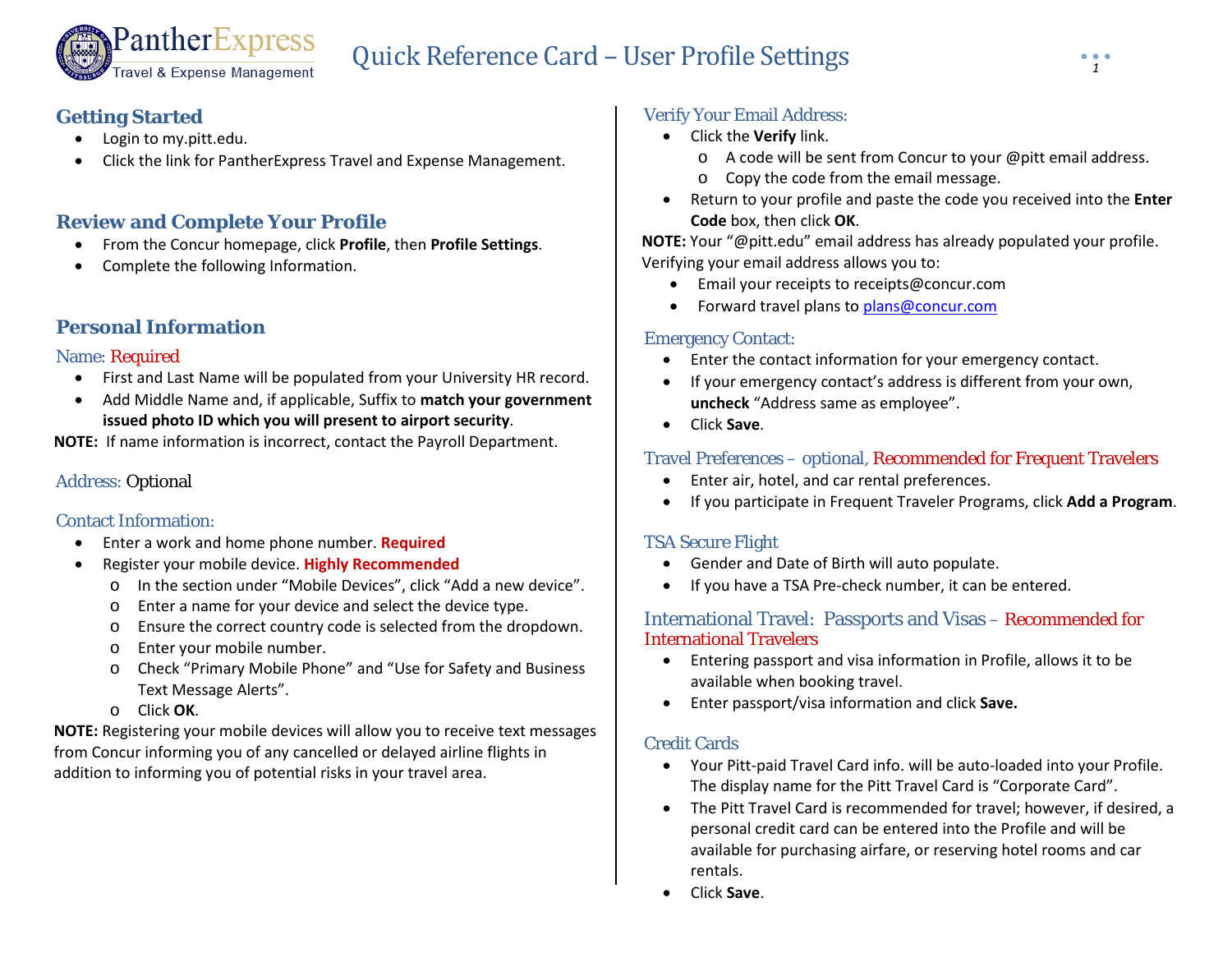# Quick Reference Card – User Profile Settings

## Getting Started

- Login to my.pitt.edu.
- Click the link for PantherExpress Travel and Expense Management.

## Review and Complete Your Profile

- From the Concur homepage, click **Profile**, then **Profile Settings**.
- Complete the following Information.

## Personal Information

### Name: Required

- First and Last Name will be populated from your University HR record.
- Add Middle Name and, if applicable, Suffix to **match your government issued photo ID which you will present to airport security**.

**NOTE:** If name information is incorrect, contact the Payroll Department.

### Address: Optional

### Contact Information:

- Enter a work and home phone number. **Required**
- Register your mobile device. **Highly Recommended**
  - In the section under "Mobile Devices", click "Add a new device".
  - Enter a name for your device and select the device type.
  - Ensure the correct country code is selected from the dropdown.
  - Enter your mobile number.
  - Check "Primary Mobile Phone" and "Use for Safety and Business Text Message Alerts".
  - Click **OK**.

**NOTE:** Registering your mobile devices will allow you to receive text messages from Concur informing you of any cancelled or delayed airline flights in addition to informing you of potential risks in your travel area.

### Verify Your Email Address:

- Click the **Verify** link.
  - A code will be sent from Concur to your @pitt email address.
  - Copy the code from the email message.
- Return to your profile and paste the code you received into the **Enter Code** box, then click **OK**.

**NOTE:** Your "@pitt.edu" email address has already populated your profile. Verifying your email address allows you to:

- Email your receipts to receipts@concur.com
- Forward travel plans to plans@concur.com

### Emergency Contact:

- Enter the contact information for your emergency contact.
- If your emergency contact's address is different from your own, **uncheck** "Address same as employee".
- Click **Save**.

### Travel Preferences – optional, Recommended for Frequent Travelers

- Enter air, hotel, and car rental preferences.
- If you participate in Frequent Traveler Programs, click **Add a Program**.

### TSA Secure Flight

- Gender and Date of Birth will auto populate.
- If you have a TSA Pre-check number, it can be entered.

### International Travel: Passports and Visas – Recommended for International Travelers

- Entering passport and visa information in Profile, allows it to be available when booking travel.
- Enter passport/visa information and click **Save.**

### Credit Cards

- Your Pitt-paid Travel Card info. will be auto-loaded into your Profile. The display name for the Pitt Travel Card is "Corporate Card".
- The Pitt Travel Card is recommended for travel; however, if desired, a personal credit card can be entered into the Profile and will be available for purchasing airfare, or reserving hotel rooms and car rentals.
- Click **Save**.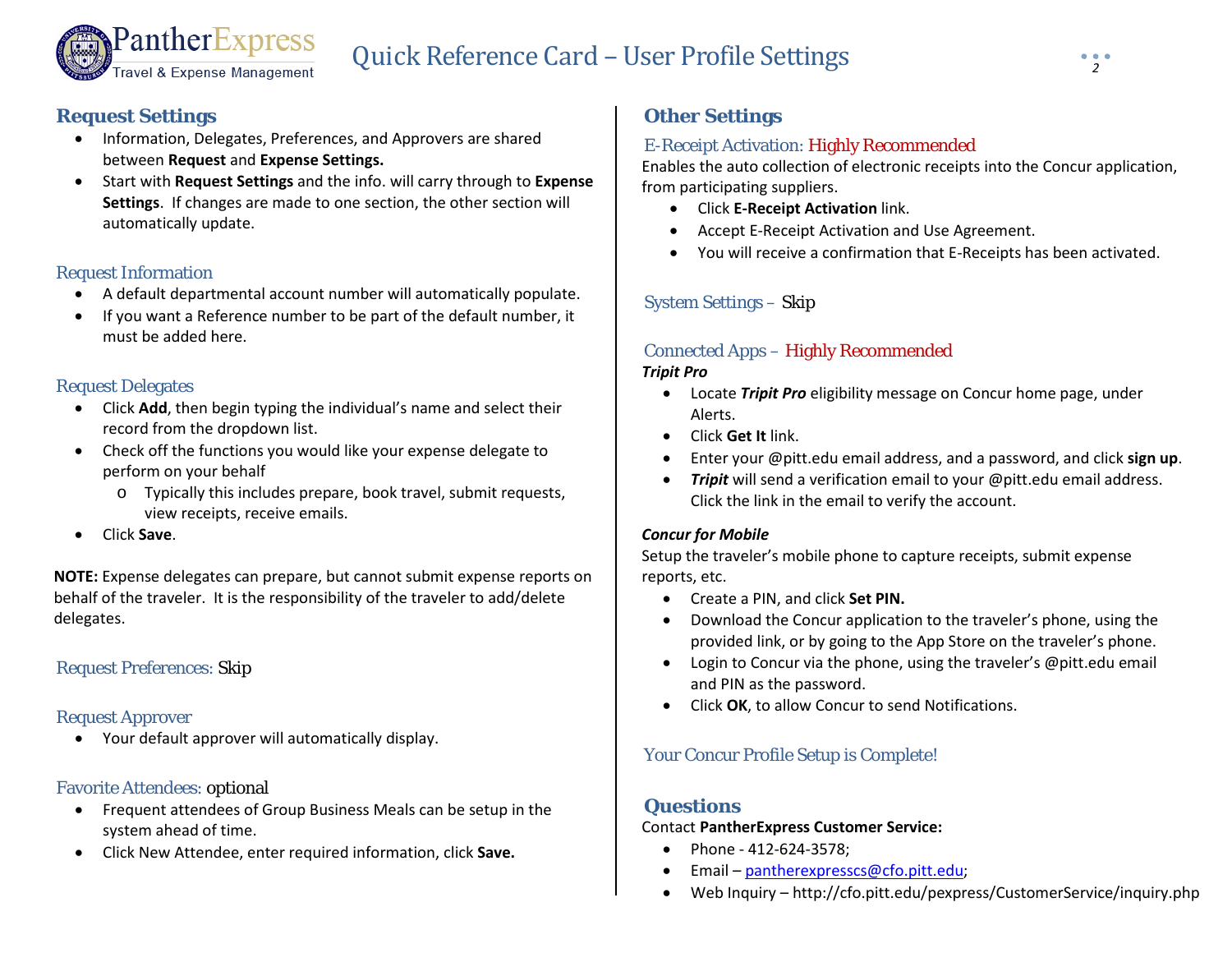## Request Settings

- Information, Delegates, Preferences, and Approvers are shared between **Request** and **Expense Settings.**
- Start with **Request Settings** and the info. will carry through to **Expense Settings**. If changes are made to one section, the other section will automatically update.

### Request Information

- A default departmental account number will automatically populate.
- If you want a Reference number to be part of the default number, it must be added here.

### Request Delegates

- Click **Add**, then begin typing the individual's name and select their record from the dropdown list.
- Check off the functions you would like your expense delegate to perform on your behalf
  - Typically this includes prepare, book travel, submit requests, view receipts, receive emails.
- Click **Save**.

**NOTE:** Expense delegates can prepare, but cannot submit expense reports on behalf of the traveler. It is the responsibility of the traveler to add/delete delegates.

### Request Preferences: Skip

### Request Approver

- Your default approver will automatically display.

### Favorite Attendees: optional

- Frequent attendees of Group Business Meals can be setup in the system ahead of time.
- Click New Attendee, enter required information, click **Save.**

## Other Settings

### E-Receipt Activation: Highly Recommended

Enables the auto collection of electronic receipts into the Concur application, from participating suppliers.

- Click **E-Receipt Activation** link.
- Accept E-Receipt Activation and Use Agreement.
- You will receive a confirmation that E-Receipts has been activated.

### System Settings – Skip

### Connected Apps – Highly Recommended

***Tripit Pro***

- Locate ***Tripit Pro*** eligibility message on Concur home page, under Alerts.
- Click **Get It** link.
- Enter your @pitt.edu email address, and a password, and click **sign up**.
- ***Tripit*** will send a verification email to your @pitt.edu email address. Click the link in the email to verify the account.

***Concur for Mobile***

Setup the traveler's mobile phone to capture receipts, submit expense reports, etc.

- Create a PIN, and click **Set PIN.**
- Download the Concur application to the traveler's phone, using the provided link, or by going to the App Store on the traveler's phone.
- Login to Concur via the phone, using the traveler's @pitt.edu email and PIN as the password.
- Click **OK**, to allow Concur to send Notifications.

### Your Concur Profile Setup is Complete!

## Questions

Contact **PantherExpress Customer Service:**

- Phone - 412-624-3578;
- Email – pantherexpresscs@cfo.pitt.edu;
- Web Inquiry – http://cfo.pitt.edu/pexpress/CustomerService/inquiry.php